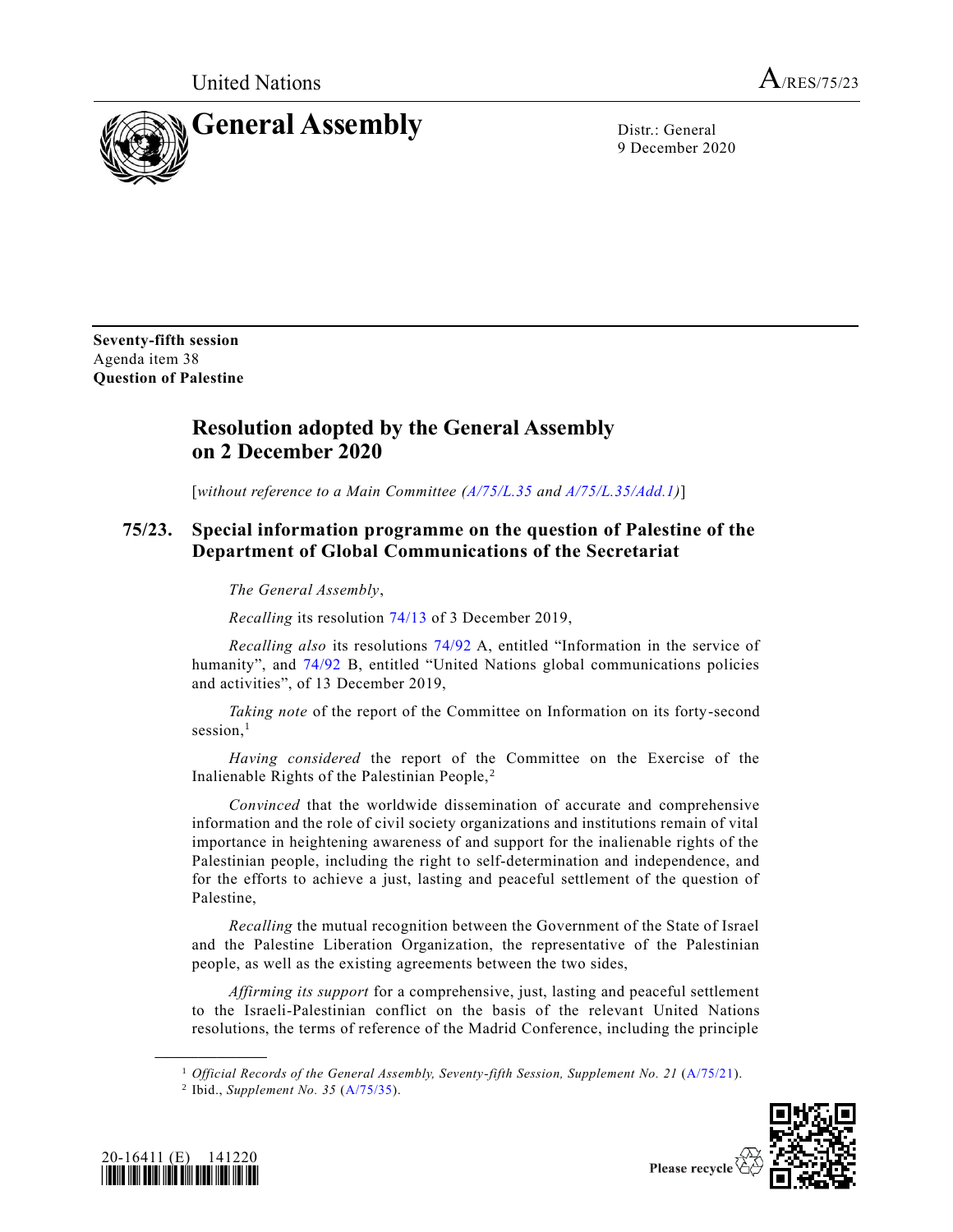United Nations | A/RES/75/23

# General Assembly

Distr.: General
9 December 2020

**Seventy-fifth session**
Agenda item 38
**Question of Palestine**

## Resolution adopted by the General Assembly on 2 December 2020

[*without reference to a Main Committee (A/75/L.35 and A/75/L.35/Add.1)*]

### 75/23. Special information programme on the question of Palestine of the Department of Global Communications of the Secretariat

*The General Assembly*,

*Recalling* its resolution 74/13 of 3 December 2019,

*Recalling also* its resolutions 74/92 A, entitled "Information in the service of humanity", and 74/92 B, entitled "United Nations global communications policies and activities", of 13 December 2019,

*Taking note* of the report of the Committee on Information on its forty-second session,[1]

*Having considered* the report of the Committee on the Exercise of the Inalienable Rights of the Palestinian People,[2]

*Convinced* that the worldwide dissemination of accurate and comprehensive information and the role of civil society organizations and institutions remain of vital importance in heightening awareness of and support for the inalienable rights of the Palestinian people, including the right to self-determination and independence, and for the efforts to achieve a just, lasting and peaceful settlement of the question of Palestine,

*Recalling* the mutual recognition between the Government of the State of Israel and the Palestine Liberation Organization, the representative of the Palestinian people, as well as the existing agreements between the two sides,

*Affirming its support* for a comprehensive, just, lasting and peaceful settlement to the Israeli-Palestinian conflict on the basis of the relevant United Nations resolutions, the terms of reference of the Madrid Conference, including the principle

---

[1] *Official Records of the General Assembly, Seventy-fifth Session, Supplement No. 21* (A/75/21).

[2] Ibid., *Supplement No. 35* (A/75/35).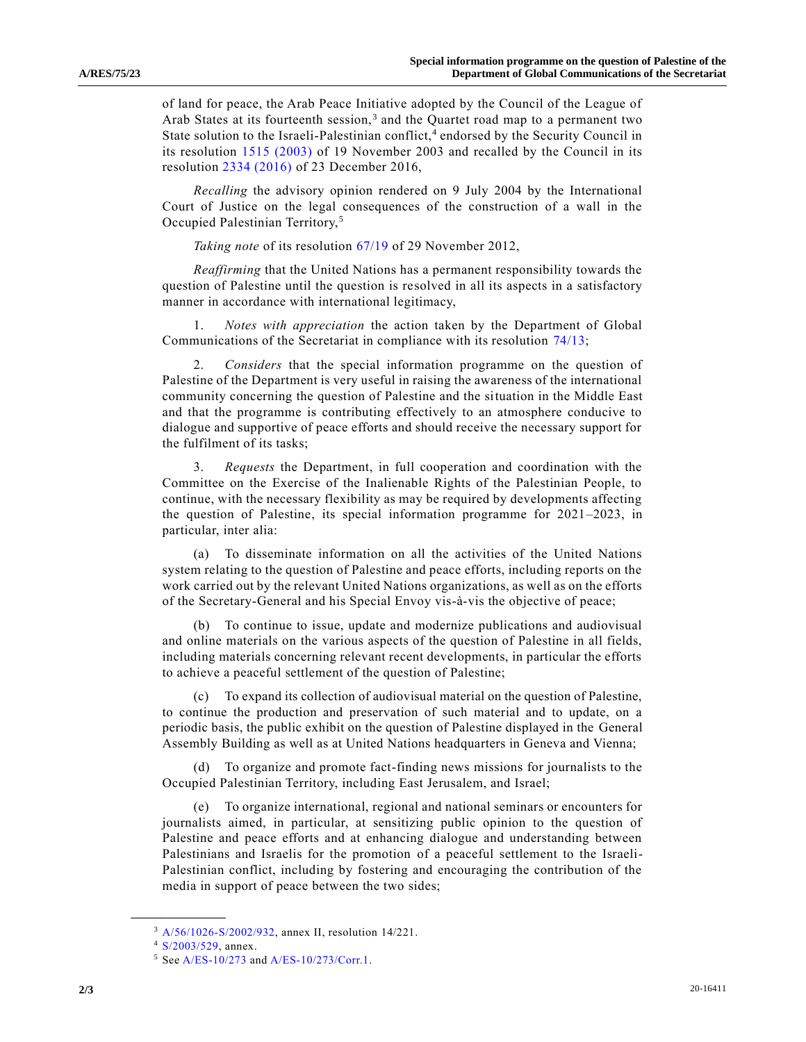of land for peace, the Arab Peace Initiative adopted by the Council of the League of Arab States at its fourteenth session,[3] and the Quartet road map to a permanent two State solution to the Israeli-Palestinian conflict,[4] endorsed by the Security Council in its resolution 1515 (2003) of 19 November 2003 and recalled by the Council in its resolution 2334 (2016) of 23 December 2016,

*Recalling* the advisory opinion rendered on 9 July 2004 by the International Court of Justice on the legal consequences of the construction of a wall in the Occupied Palestinian Territory,[5]

*Taking note* of its resolution 67/19 of 29 November 2012,

*Reaffirming* that the United Nations has a permanent responsibility towards the question of Palestine until the question is resolved in all its aspects in a satisfactory manner in accordance with international legitimacy,

1. *Notes with appreciation* the action taken by the Department of Global Communications of the Secretariat in compliance with its resolution 74/13;

2. *Considers* that the special information programme on the question of Palestine of the Department is very useful in raising the awareness of the international community concerning the question of Palestine and the situation in the Middle East and that the programme is contributing effectively to an atmosphere conducive to dialogue and supportive of peace efforts and should receive the necessary support for the fulfilment of its tasks;

3. *Requests* the Department, in full cooperation and coordination with the Committee on the Exercise of the Inalienable Rights of the Palestinian People, to continue, with the necessary flexibility as may be required by developments affecting the question of Palestine, its special information programme for 2021–2023, in particular, inter alia:

(a) To disseminate information on all the activities of the United Nations system relating to the question of Palestine and peace efforts, including reports on the work carried out by the relevant United Nations organizations, as well as on the efforts of the Secretary-General and his Special Envoy vis-à-vis the objective of peace;

(b) To continue to issue, update and modernize publications and audiovisual and online materials on the various aspects of the question of Palestine in all fields, including materials concerning relevant recent developments, in particular the efforts to achieve a peaceful settlement of the question of Palestine;

(c) To expand its collection of audiovisual material on the question of Palestine, to continue the production and preservation of such material and to update, on a periodic basis, the public exhibit on the question of Palestine displayed in the General Assembly Building as well as at United Nations headquarters in Geneva and Vienna;

(d) To organize and promote fact-finding news missions for journalists to the Occupied Palestinian Territory, including East Jerusalem, and Israel;

(e) To organize international, regional and national seminars or encounters for journalists aimed, in particular, at sensitizing public opinion to the question of Palestine and peace efforts and at enhancing dialogue and understanding between Palestinians and Israelis for the promotion of a peaceful settlement to the Israeli-Palestinian conflict, including by fostering and encouraging the contribution of the media in support of peace between the two sides;

---

[3] A/56/1026-S/2002/932, annex II, resolution 14/221.

[4] S/2003/529, annex.

[5] See A/ES-10/273 and A/ES-10/273/Corr.1.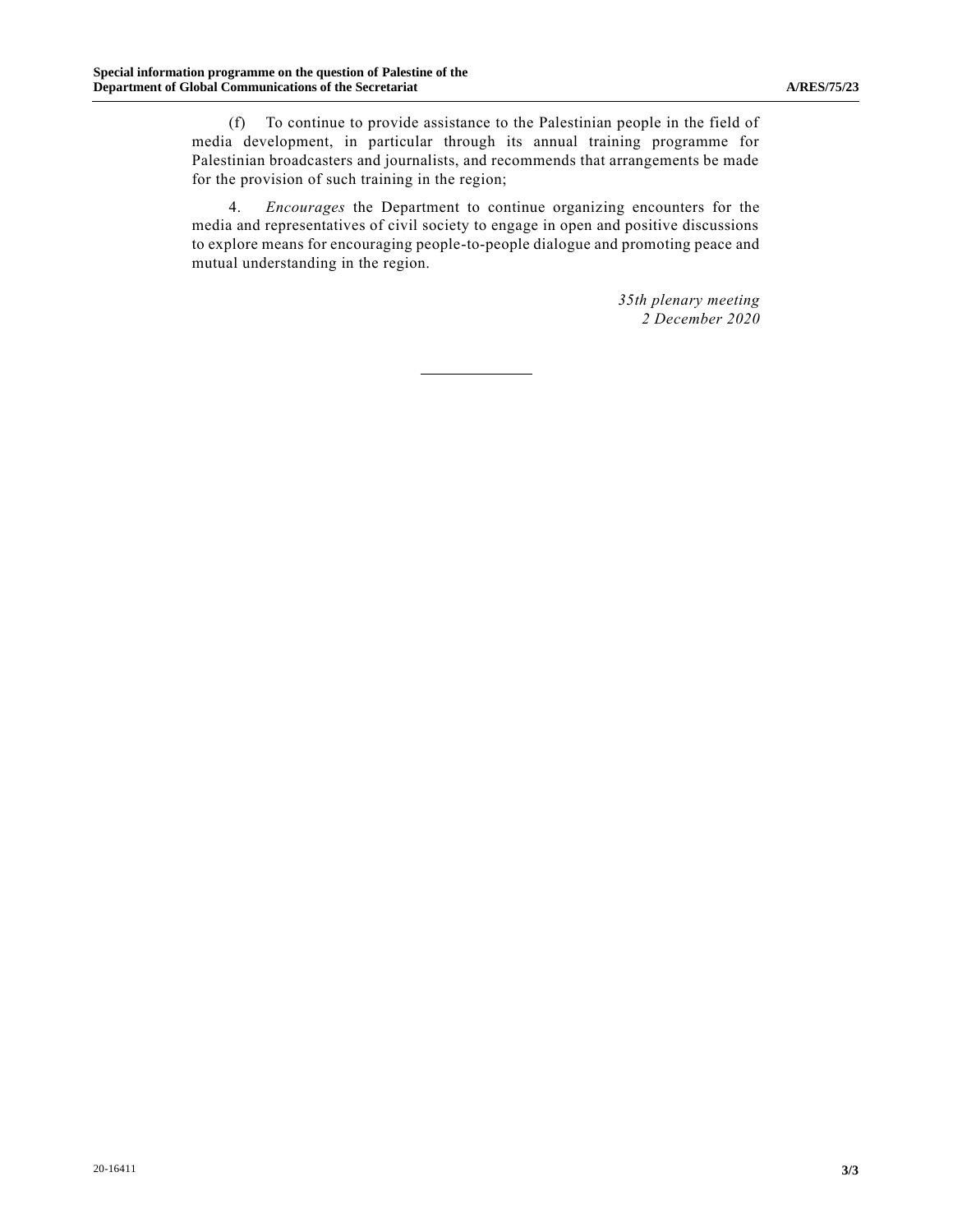(f) To continue to provide assistance to the Palestinian people in the field of media development, in particular through its annual training programme for Palestinian broadcasters and journalists, and recommends that arrangements be made for the provision of such training in the region;

4. *Encourages* the Department to continue organizing encounters for the media and representatives of civil society to engage in open and positive discussions to explore means for encouraging people-to-people dialogue and promoting peace and mutual understanding in the region.

*35th plenary meeting*
*2 December 2020*